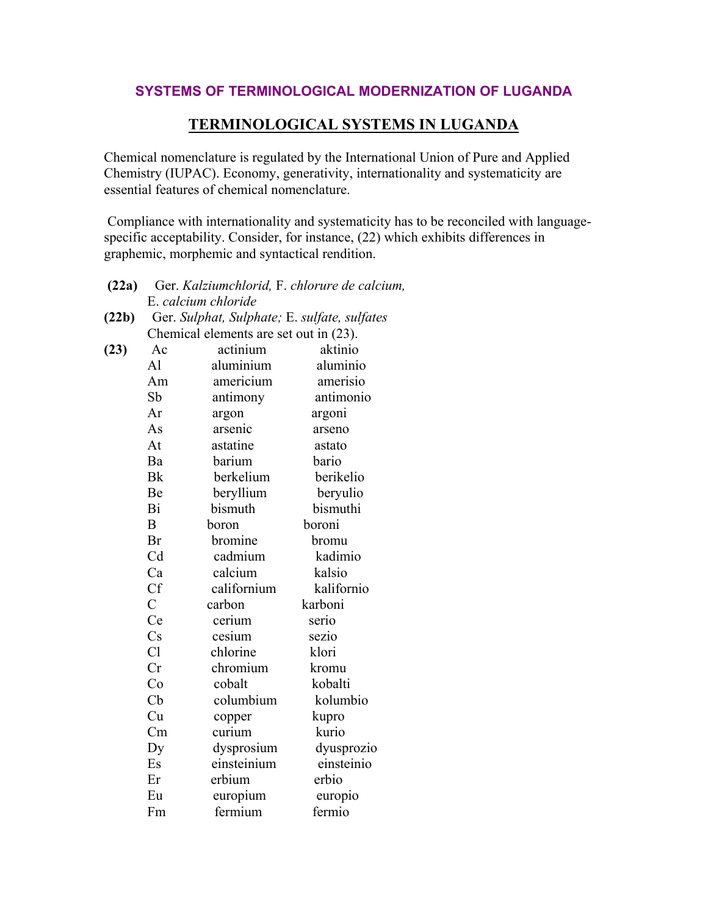## SYSTEMS OF TERMINOLOGICAL MODERNIZATION OF LUGANDA

## TERMINOLOGICAL SYSTEMS IN LUGANDA

Chemical nomenclature is regulated by the International Union of Pure and Applied Chemistry (IUPAC). Economy, generativity, internationality and systematicity are essential features of chemical nomenclature.

Compliance with internationality and systematicity has to be reconciled with language-specific acceptability. Consider, for instance, (22) which exhibits differences in graphemic, morphemic and syntactical rendition.

**(22a)** Ger. *Kalziumchlorid,* F. *chlorure de calcium,* E. *calcium chloride*

**(22b)** Ger. *Sulphat, Sulphate;* E. *sulfate, sulfates*

Chemical elements are set out in (23).

**(23)**

| | | |
|---|---|---|
| Ac | actinium | aktinio |
| Al | aluminium | aluminio |
| Am | americium | amerisio |
| Sb | antimony | antimonio |
| Ar | argon | argoni |
| As | arsenic | arseno |
| At | astatine | astato |
| Ba | barium | bario |
| Bk | berkelium | berikelio |
| Be | beryllium | beryulio |
| Bi | bismuth | bismuthi |
| B | boron | boroni |
| Br | bromine | bromu |
| Cd | cadmium | kadimio |
| Ca | calcium | kalsio |
| Cf | californium | kalifornio |
| C | carbon | karboni |
| Ce | cerium | serio |
| Cs | cesium | sezio |
| Cl | chlorine | klori |
| Cr | chromium | kromu |
| Co | cobalt | kobalti |
| Cb | columbium | kolumbio |
| Cu | copper | kupro |
| Cm | curium | kurio |
| Dy | dysprosium | dyusprozio |
| Es | einsteinium | einsteinio |
| Er | erbium | erbio |
| Eu | europium | europio |
| Fm | fermium | fermio |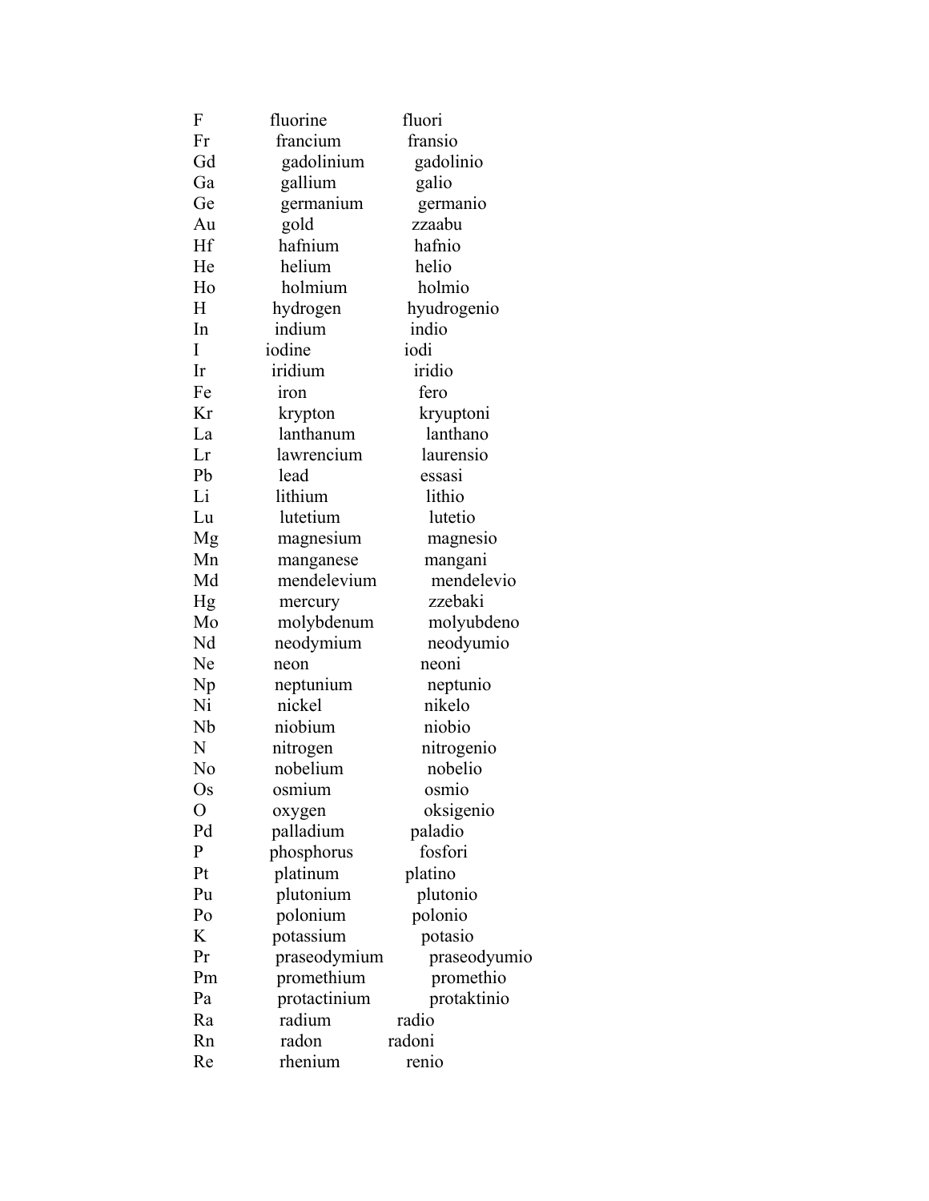| | | |
|---|---|---|
| F | fluorine | fluori |
| Fr | francium | fransio |
| Gd | gadolinium | gadolinio |
| Ga | gallium | galio |
| Ge | germanium | germanio |
| Au | gold | zzaabu |
| Hf | hafnium | hafnio |
| He | helium | helio |
| Ho | holmium | holmio |
| H | hydrogen | hyudrogenio |
| In | indium | indio |
| I | iodine | iodi |
| Ir | iridium | iridio |
| Fe | iron | fero |
| Kr | krypton | kryuptoni |
| La | lanthanum | lanthano |
| Lr | lawrencium | laurensio |
| Pb | lead | essasi |
| Li | lithium | lithio |
| Lu | lutetium | lutetio |
| Mg | magnesium | magnesio |
| Mn | manganese | mangani |
| Md | mendelevium | mendelevio |
| Hg | mercury | zzebaki |
| Mo | molybdenum | molyubdeno |
| Nd | neodymium | neodyumio |
| Ne | neon | neoni |
| Np | neptunium | neptunio |
| Ni | nickel | nikelo |
| Nb | niobium | niobio |
| N | nitrogen | nitrogenio |
| No | nobelium | nobelio |
| Os | osmium | osmio |
| O | oxygen | oksigenio |
| Pd | palladium | paladio |
| P | phosphorus | fosfori |
| Pt | platinum | platino |
| Pu | plutonium | plutonio |
| Po | polonium | polonio |
| K | potassium | potasio |
| Pr | praseodymium | praseodyumio |
| Pm | promethium | promethio |
| Pa | protactinium | protaktinio |
| Ra | radium | radio |
| Rn | radon | radoni |
| Re | rhenium | renio |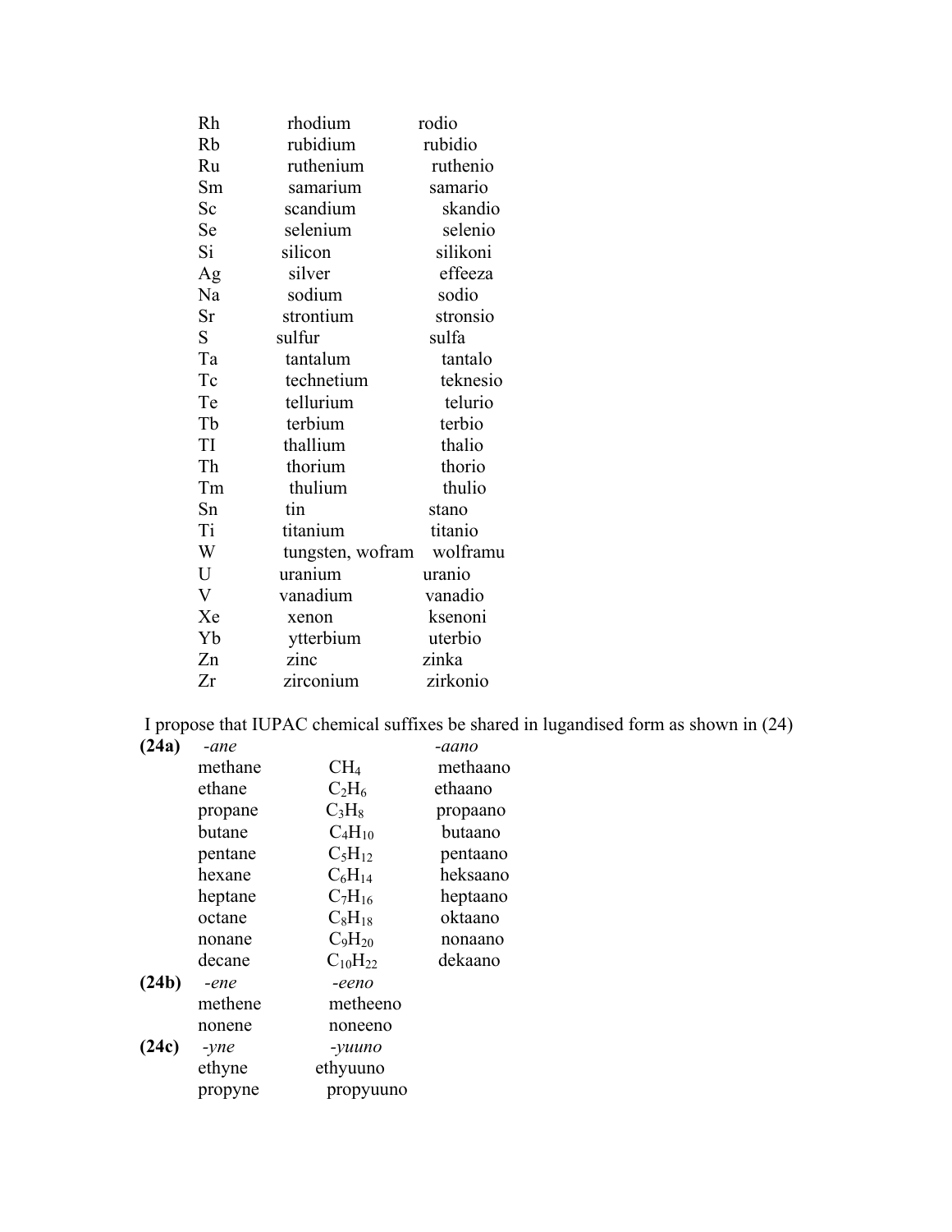| | | |
|---|---|---|
| Rh | rhodium | rodio |
| Rb | rubidium | rubidio |
| Ru | ruthenium | ruthenio |
| Sm | samarium | samario |
| Sc | scandium | skandio |
| Se | selenium | selenio |
| Si | silicon | silikoni |
| Ag | silver | effeeza |
| Na | sodium | sodio |
| Sr | strontium | stronsio |
| S | sulfur | sulfa |
| Ta | tantalum | tantalo |
| Tc | technetium | teknesio |
| Te | tellurium | telurio |
| Tb | terbium | terbio |
| TI | thallium | thalio |
| Th | thorium | thorio |
| Tm | thulium | thulio |
| Sn | tin | stano |
| Ti | titanium | titanio |
| W | tungsten, wofram | wolframu |
| U | uranium | uranio |
| V | vanadium | vanadio |
| Xe | xenon | ksenoni |
| Yb | ytterbium | uterbio |
| Zn | zinc | zinka |
| Zr | zirconium | zirkonio |

I propose that IUPAC chemical suffixes be shared in lugandised form as shown in (24)

**(24a)** *-ane* *-aano*

| | | |
|---|---|---|
| methane | $CH_4$ | methaano |
| ethane | $C_2H_6$ | ethaano |
| propane | $C_3H_8$ | propaano |
| butane | $C_4H_{10}$ | butaano |
| pentane | $C_5H_{12}$ | pentaano |
| hexane | $C_6H_{14}$ | heksaano |
| heptane | $C_7H_{16}$ | heptaano |
| octane | $C_8H_{18}$ | oktaano |
| nonane | $C_9H_{20}$ | nonaano |
| decane | $C_{10}H_{22}$ | dekaano |

**(24b)** *-ene* *-eeno*

| | |
|---|---|
| methene | metheeno |
| nonene | noneeno |

**(24c)** *-yne* *-yuuno*

| | |
|---|---|
| ethyne | ethyuuno |
| propyne | propyuuno |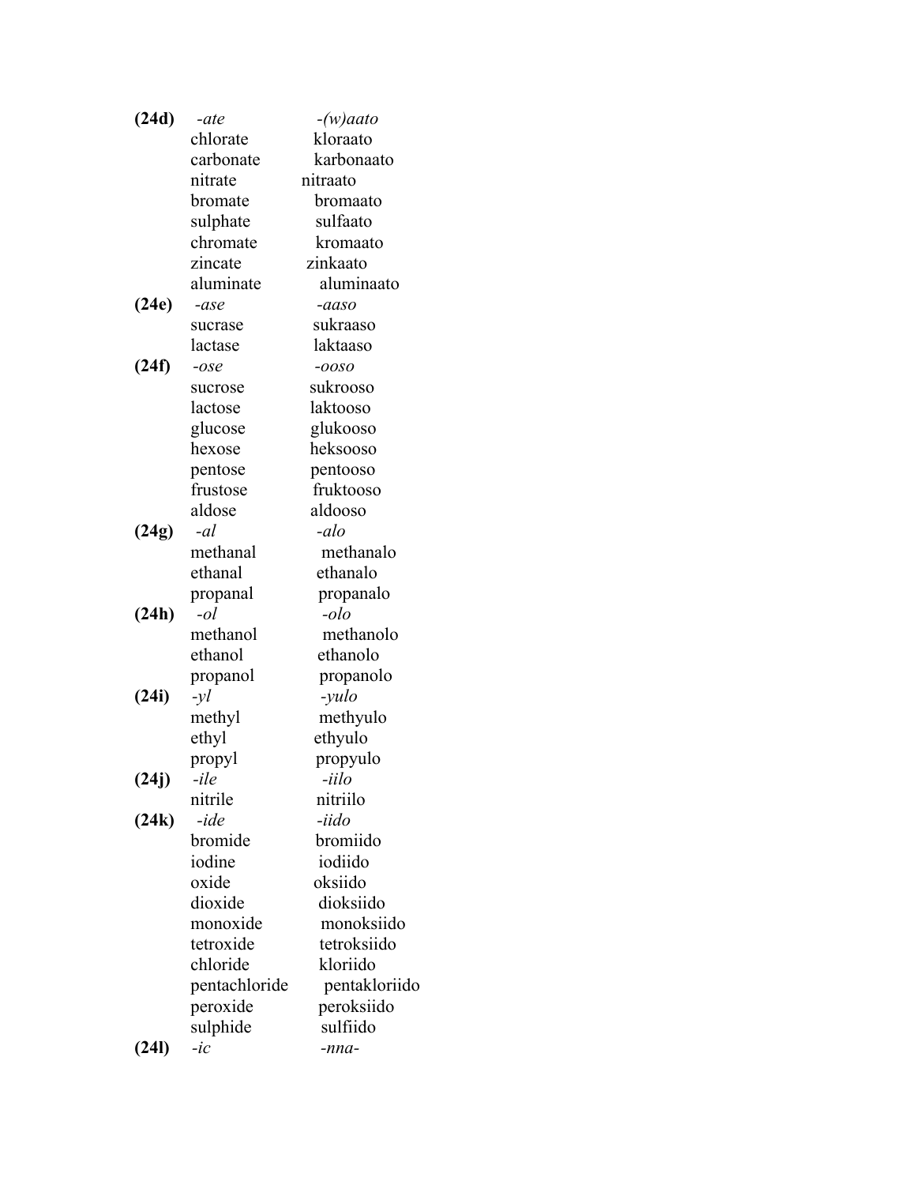| | | |
|---|---|---|
| **(24d)** | *-ate* | *-(w)aato* |
| | chlorate | kloraato |
| | carbonate | karbonaato |
| | nitrate | nitraato |
| | bromate | bromaato |
| | sulphate | sulfaato |
| | chromate | kromaato |
| | zincate | zinkaato |
| | aluminate | aluminaato |
| **(24e)** | *-ase* | *-aaso* |
| | sucrase | sukraaso |
| | lactase | laktaaso |
| **(24f)** | *-ose* | *-ooso* |
| | sucrose | sukrooso |
| | lactose | laktooso |
| | glucose | glukooso |
| | hexose | heksooso |
| | pentose | pentooso |
| | frustose | fruktooso |
| | aldose | aldooso |
| **(24g)** | *-al* | *-alo* |
| | methanal | methanalo |
| | ethanal | ethanalo |
| | propanal | propanalo |
| **(24h)** | *-ol* | *-olo* |
| | methanol | methanolo |
| | ethanol | ethanolo |
| | propanol | propanolo |
| **(24i)** | *-yl* | *-yulo* |
| | methyl | methyulo |
| | ethyl | ethyulo |
| | propyl | propyulo |
| **(24j)** | *-ile* | *-iilo* |
| | nitrile | nitriilo |
| **(24k)** | *-ide* | *-iido* |
| | bromide | bromiido |
| | iodine | iodiido |
| | oxide | oksiido |
| | dioxide | dioksiido |
| | monoxide | monoksiido |
| | tetroxide | tetroksiido |
| | chloride | kloriido |
| | pentachloride | pentakloriido |
| | peroxide | peroksiido |
| | sulphide | sulfiido |
| **(24l)** | *-ic* | *-nna-* |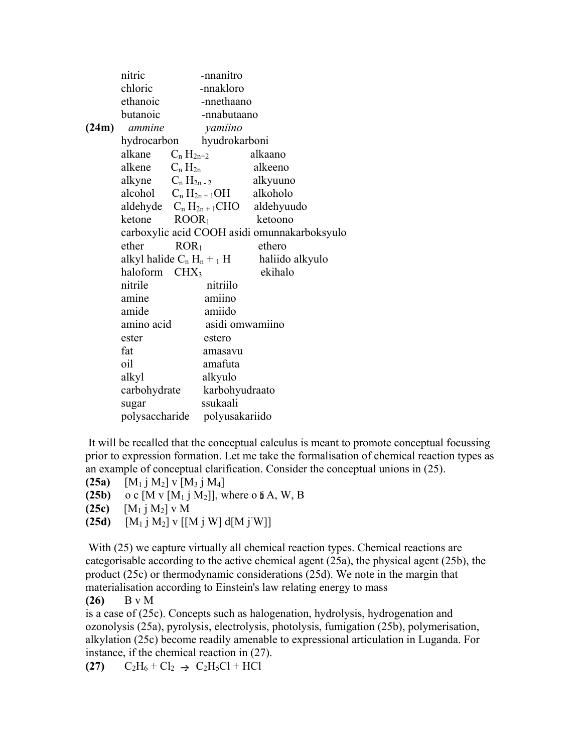| | | |
|---|---|---|
| nitric | -nnanitro | |
| chloric | -nnakloro | |
| ethanoic | -nnethaano | |
| butanoic | -nnabutaano | |

**(24m)** *ammine* *yamiino*

| | | |
|---|---|---|
| hydrocarbon | | hyudrokarboni |
| alkane | $C_n H_{2n+2}$ | alkaano |
| alkene | $C_n H_{2n}$ | alkeeno |
| alkyne | $C_n H_{2n-2}$ | alkyuuno |
| alcohol | $C_n H_{2n+1}OH$ | alkoholo |
| aldehyde | $C_n H_{2n+1}CHO$ | aldehyuudo |
| ketone | $ROOR_1$ | ketoono |
| carboxylic acid | COOH | asidi omunnakarboksyulo |
| ether | $ROR_1$ | ethero |
| alkyl halide | $C_n H_n +_1 H$ | haliido alkyulo |
| haloform | $CHX_3$ | ekihalo |
| nitrile | | nitriilo |
| amine | | amiino |
| amide | | amiido |
| amino acid | | asidi omwamiino |
| ester | | estero |
| fat | | amasavu |
| oil | | amafuta |
| alkyl | | alkyulo |
| carbohydrate | | karbohyudraato |
| sugar | | ssukaali |
| polysaccharide | | polyusakariido |

It will be recalled that the conceptual calculus is meant to promote conceptual focussing prior to expression formation. Let me take the formalisation of chemical reaction types as an example of conceptual clarification. Consider the conceptual unions in (25).

**(25a)** $[M_1$ j $M_2]$ v $[M_3$ j $M_4]$

**(25b)** o c [M v $[M_1$ j $M_2]]$, where o 5 A, W, B

**(25c)** $[M_1$ j $M_2]$ v M

**(25d)** $[M_1$ j $M_2]$ v [[M j W] d[M j̄ W]]

With (25) we capture virtually all chemical reaction types. Chemical reactions are categorisable according to the active chemical agent (25a), the physical agent (25b), the product (25c) or thermodynamic considerations (25d). We note in the margin that materialisation according to Einstein's law relating energy to mass

**(26)** B v M

is a case of (25c). Concepts such as halogenation, hydrolysis, hydrogenation and ozonolysis (25a), pyrolysis, electrolysis, photolysis, fumigation (25b), polymerisation, alkylation (25c) become readily amenable to expressional articulation in Luganda. For instance, if the chemical reaction in (27).

**(27)** $C_2H_6 + Cl_2 \rightarrow C_2H_5Cl + HCl$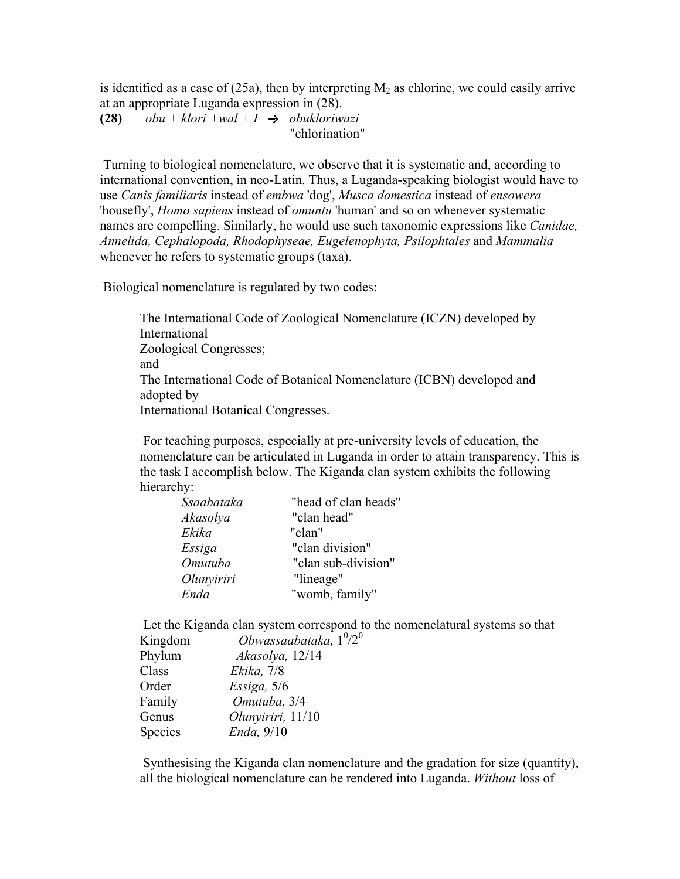is identified as a case of (25a), then by interpreting $M_2$ as chlorine, we could easily arrive at an appropriate Luganda expression in (28).

**(28)** *obu + klori +wal + I* → *obukloriwazi*
"chlorination"

Turning to biological nomenclature, we observe that it is systematic and, according to international convention, in neo-Latin. Thus, a Luganda-speaking biologist would have to use *Canis familiaris* instead of *embwa* 'dog', *Musca domestica* instead of *ensowera* 'housefly', *Homo sapiens* instead of *omuntu* 'human' and so on whenever systematic names are compelling. Similarly, he would use such taxonomic expressions like *Canidae, Annelida, Cephalopoda, Rhodophyseae, Eugelenophyta, Psilophtales* and *Mammalia* whenever he refers to systematic groups (taxa).

Biological nomenclature is regulated by two codes:

The International Code of Zoological Nomenclature (ICZN) developed by International
Zoological Congresses;
and
The International Code of Botanical Nomenclature (ICBN) developed and adopted by
International Botanical Congresses.

For teaching purposes, especially at pre-university levels of education, the nomenclature can be articulated in Luganda in order to attain transparency. This is the task I accomplish below. The Kiganda clan system exhibits the following hierarchy:

| | |
|---|---|
| *Ssaabataka* | "head of clan heads" |
| *Akasolya* | "clan head" |
| *Ekika* | "clan" |
| *Essiga* | "clan division" |
| *Omutuba* | "clan sub-division" |
| *Olunyiriri* | "lineage" |
| *Enda* | "womb, family" |

Let the Kiganda clan system correspond to the nomenclatural systems so that

| | |
|---|---|
| Kingdom | *Obwassaabataka,* $1^0/2^0$ |
| Phylum | *Akasolya,* 12/14 |
| Class | *Ekika,* 7/8 |
| Order | *Essiga,* 5/6 |
| Family | *Omutuba,* 3/4 |
| Genus | *Olunyiriri,* 11/10 |
| Species | *Enda,* 9/10 |

Synthesising the Kiganda clan nomenclature and the gradation for size (quantity), all the biological nomenclature can be rendered into Luganda. *Without* loss of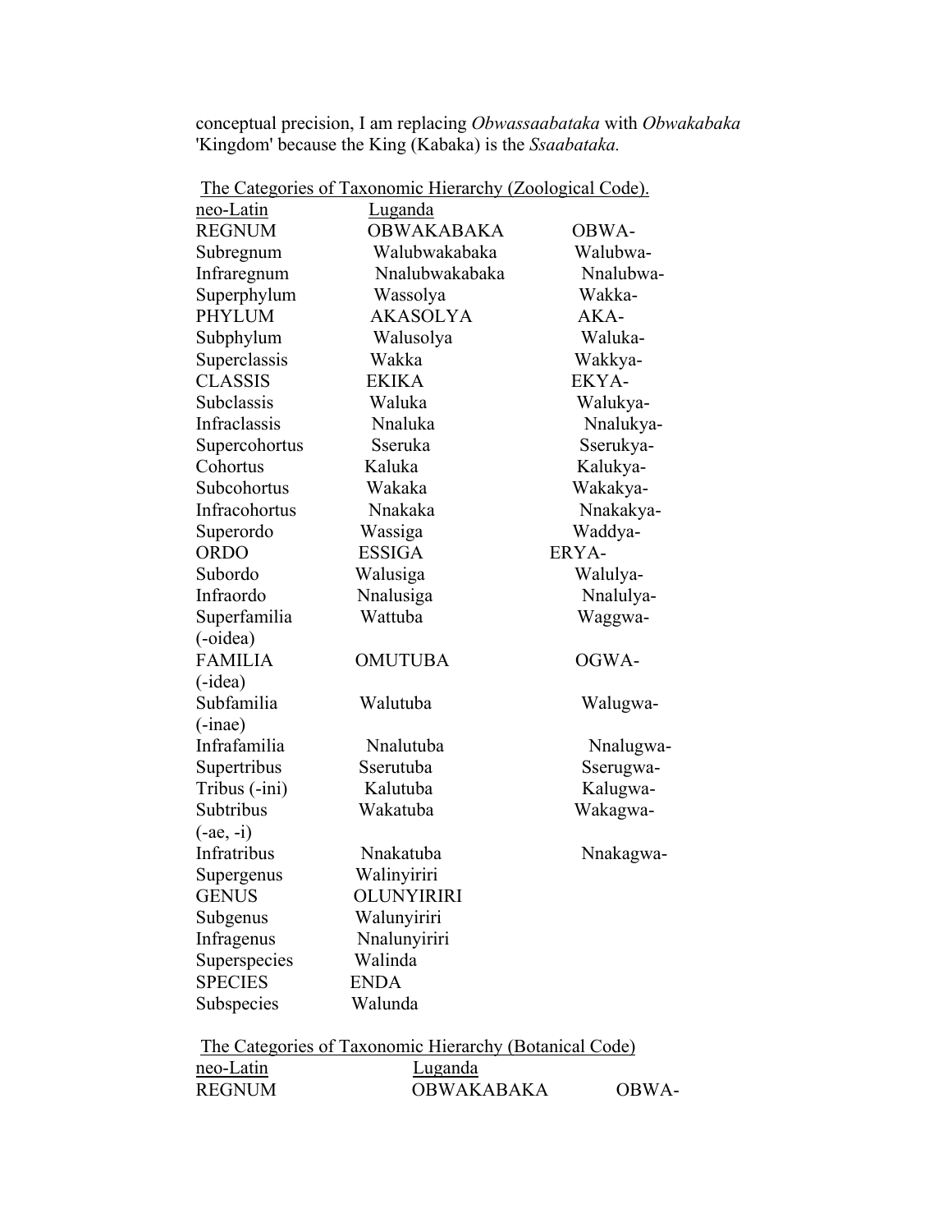conceptual precision, I am replacing *Obwassaabataka* with *Obwakabaka* 'Kingdom' because the King (Kabaka) is the *Ssaabataka.*

The Categories of Taxonomic Hierarchy (Zoological Code).

| neo-Latin | Luganda | |
|---|---|---|
| REGNUM | OBWAKABAKA | OBWA- |
| Subregnum | Walubwakabaka | Walubwa- |
| Infraregnum | Nnalubwakabaka | Nnalubwa- |
| Superphylum | Wassolya | Wakka- |
| PHYLUM | AKASOLYA | AKA- |
| Subphylum | Walusolya | Waluka- |
| Superclassis | Wakka | Wakkya- |
| CLASSIS | EKIKA | EKYA- |
| Subclassis | Waluka | Walukya- |
| Infraclassis | Nnaluka | Nnalukya- |
| Supercohortus | Sseruka | Sserukya- |
| Cohortus | Kaluka | Kalukya- |
| Subcohortus | Wakaka | Wakakya- |
| Infracohortus | Nnakaka | Nnakakya- |
| Superordo | Wassiga | Waddya- |
| ORDO | ESSIGA | ERYA- |
| Subordo | Walusiga | Walulya- |
| Infraordo | Nnalusiga | Nnalulya- |
| Superfamilia (-oidea) | Wattuba | Waggwa- |
| FAMILIA (-idea) | OMUTUBA | OGWA- |
| Subfamilia (-inae) | Walutuba | Walugwa- |
| Infrafamilia | Nnalutuba | Nnalugwa- |
| Supertribus | Sserutuba | Sserugwa- |
| Tribus (-ini) | Kalutuba | Kalugwa- |
| Subtribus (-ae, -i) | Wakatuba | Wakagwa- |
| Infratribus | Nnakatuba | Nnakagwa- |
| Supergenus | Walinyiriri | |
| GENUS | OLUNYIRIRI | |
| Subgenus | Walunyiriri | |
| Infragenus | Nnalunyiriri | |
| Superspecies | Walinda | |
| SPECIES | ENDA | |
| Subspecies | Walunda | |

The Categories of Taxonomic Hierarchy (Botanical Code)

| neo-Latin | Luganda | |
|---|---|---|
| REGNUM | OBWAKABAKA | OBWA- |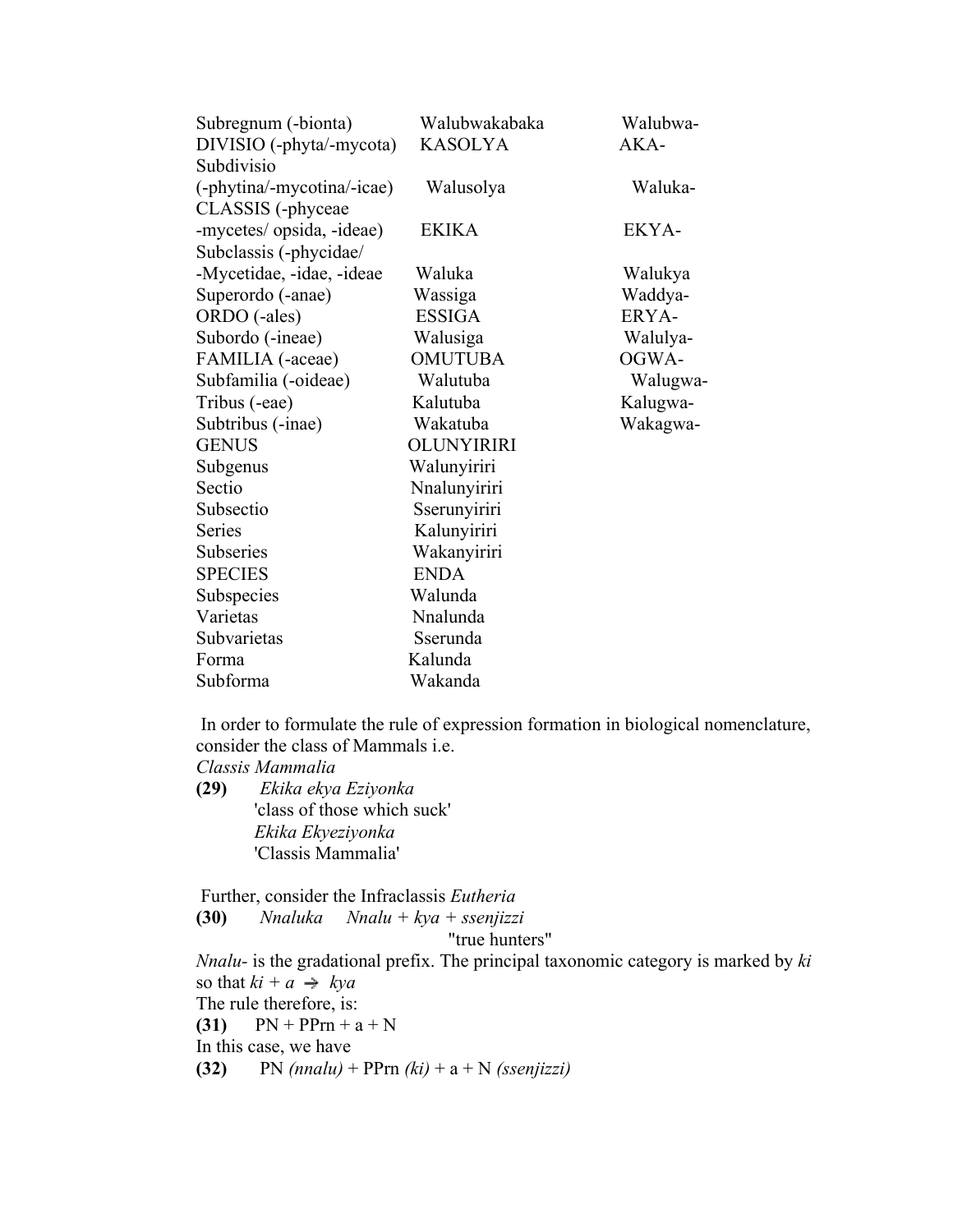| | | |
|---|---|---|
| Subregnum (-bionta) | Walubwakabaka | Walubwa- |
| DIVISIO (-phyta/-mycota) | KASOLYA | AKA- |
| Subdivisio (-phytina/-mycotina/-icae) | Walusolya | Waluka- |
| CLASSIS (-phyceae -mycetes/ opsida, -ideae) | EKIKA | EKYA- |
| Subclassis (-phycidae/ -Mycetidae, -idae, -ideae | Waluka | Walukya |
| Superordo (-anae) | Wassiga | Waddya- |
| ORDO (-ales) | ESSIGA | ERYA- |
| Subordo (-ineae) | Walusiga | Walulya- |
| FAMILIA (-aceae) | OMUTUBA | OGWA- |
| Subfamilia (-oideae) | Walutuba | Walugwa- |
| Tribus (-eae) | Kalutuba | Kalugwa- |
| Subtribus (-inae) | Wakatuba | Wakagwa- |
| GENUS | OLUNYIRIRI | |
| Subgenus | Walunyiriri | |
| Sectio | Nnalunyiriri | |
| Subsectio | Sserunyiriri | |
| Series | Kalunyiriri | |
| Subseries | Wakanyiriri | |
| SPECIES | ENDA | |
| Subspecies | Walunda | |
| Varietas | Nnalunda | |
| Subvarietas | Sserunda | |
| Forma | Kalunda | |
| Subforma | Wakanda | |

In order to formulate the rule of expression formation in biological nomenclature, consider the class of Mammals i.e.

*Classis Mammalia*

**(29)** *Ekika ekya Eziyonka*
'class of those which suck'
*Ekika Ekyeziyonka*
'Classis Mammalia'

Further, consider the Infraclassis *Eutheria*

**(30)** *Nnaluka* *Nnalu + kya + ssenjizzi*
"true hunters"

*Nnalu-* is the gradational prefix. The principal taxonomic category is marked by *ki* so that *ki + a* → *kya*

The rule therefore, is:

**(31)** PN + PPrn + a + N

In this case, we have

**(32)** PN *(nnalu)* + PPrn *(ki)* + a + N *(ssenjizzi)*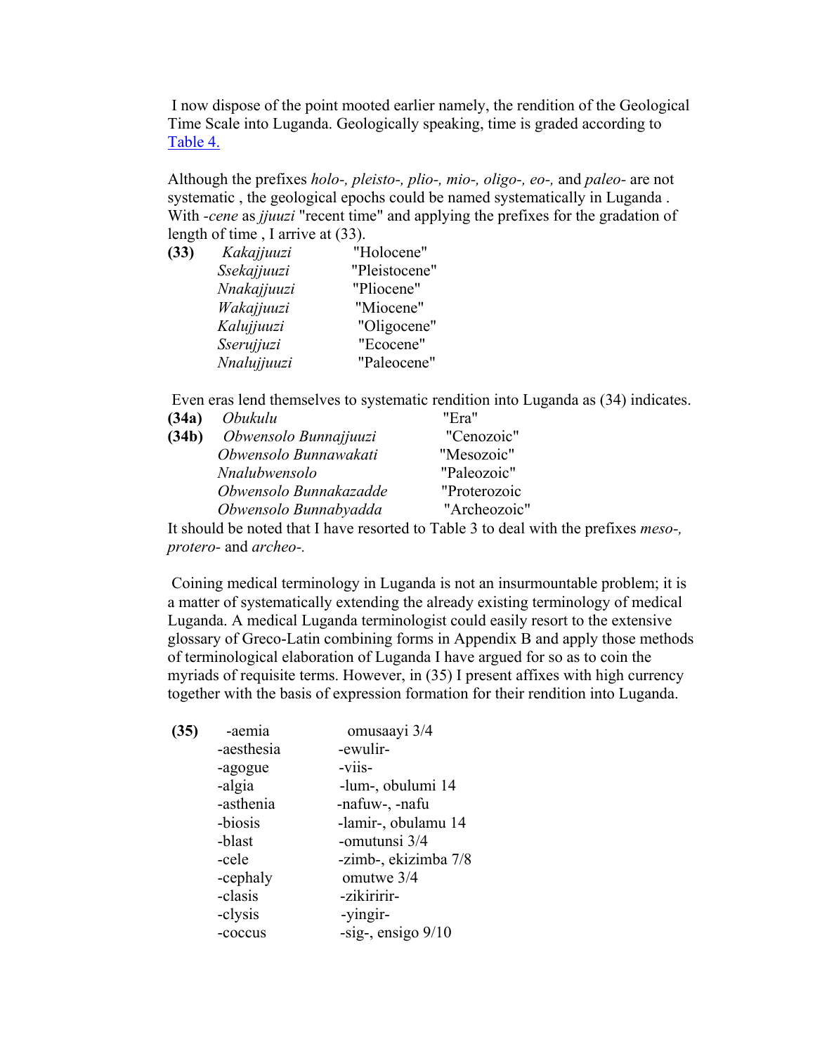I now dispose of the point mooted earlier namely, the rendition of the Geological Time Scale into Luganda. Geologically speaking, time is graded according to Table 4.

Although the prefixes *holo-, pleisto-, plio-, mio-, oligo-, eo-,* and *paleo-* are not systematic , the geological epochs could be named systematically in Luganda . With *-cene* as *jjuuzi* "recent time" and applying the prefixes for the gradation of length of time , I arrive at (33).

| | | |
|---|---|---|
| **(33)** | *Kakajjuuzi* | "Holocene" |
| | *Ssekajjuuzi* | "Pleistocene" |
| | *Nnakajjuuzi* | "Pliocene" |
| | *Wakajjuuzi* | "Miocene" |
| | *Kalujjuuzi* | "Oligocene" |
| | *Sserujjuzi* | "Ecocene" |
| | *Nnalujjuuzi* | "Paleocene" |

Even eras lend themselves to systematic rendition into Luganda as (34) indicates.

| | | |
|---|---|---|
| **(34a)** | *Obukulu* | "Era" |
| **(34b)** | *Obwensolo Bunnajjuuzi* | "Cenozoic" |
| | *Obwensolo Bunnawakati* | "Mesozoic" |
| | *Nnalubwensolo* | "Paleozoic" |
| | *Obwensolo Bunnakazadde* | "Proterozoic |
| | *Obwensolo Bunnabyadda* | "Archeozoic" |

It should be noted that I have resorted to Table 3 to deal with the prefixes *meso-, protero-* and *archeo-.*

Coining medical terminology in Luganda is not an insurmountable problem; it is a matter of systematically extending the already existing terminology of medical Luganda. A medical Luganda terminologist could easily resort to the extensive glossary of Greco-Latin combining forms in Appendix B and apply those methods of terminological elaboration of Luganda I have argued for so as to coin the myriads of requisite terms. However, in (35) I present affixes with high currency together with the basis of expression formation for their rendition into Luganda.

| | | |
|---|---|---|
| **(35)** | -aemia | omusaayi 3/4 |
| | -aesthesia | -ewulir- |
| | -agogue | -viis- |
| | -algia | -lum-, obulumi 14 |
| | -asthenia | -nafuw-, -nafu |
| | -biosis | -lamir-, obulamu 14 |
| | -blast | -omutunsi 3/4 |
| | -cele | -zimb-, ekizimba 7/8 |
| | -cephaly | omutwe 3/4 |
| | -clasis | -zikiririr- |
| | -clysis | -yingir- |
| | -coccus | -sig-, ensigo 9/10 |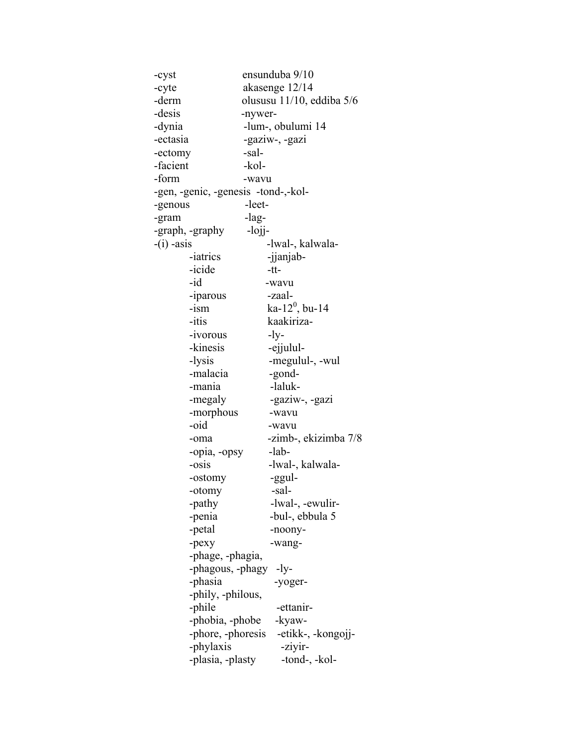| | |
|---|---|
| -cyst | ensunduba 9/10 |
| -cyte | akasenge 12/14 |
| -derm | olususu 11/10, eddiba 5/6 |
| -desis | -nywer- |
| -dynia | -lum-, obulumi 14 |
| -ectasia | -gaziw-, -gazi |
| -ectomy | -sal- |
| -facient | -kol- |
| -form | -wavu |
| -gen, -genic, -genesis | -tond-,-kol- |
| -genous | -leet- |
| -gram | -lag- |
| -graph, -graphy | -lojj- |
| -(i) -asis | -lwal-, kalwala- |
| -iatrics | -jjanjab- |
| -icide | -tt- |
| -id | -wavu |
| -iparous | -zaal- |
| -ism | ka-$12^0$, bu-14 |
| -itis | kaakiriza- |
| -ivorous | -ly- |
| -kinesis | -ejjulul- |
| -lysis | -megulul-, -wul |
| -malacia | -gond- |
| -mania | -laluk- |
| -megaly | -gaziw-, -gazi |
| -morphous | -wavu |
| -oid | -wavu |
| -oma | -zimb-, ekizimba 7/8 |
| -opia, -opsy | -lab- |
| -osis | -lwal-, kalwala- |
| -ostomy | -ggul- |
| -otomy | -sal- |
| -pathy | -lwal-, -ewulir- |
| -penia | -bul-, ebbula 5 |
| -petal | -noony- |
| -pexy | -wang- |
| -phage, -phagia, -phagous, -phagy | -ly- |
| -phasia | -yoger- |
| -phily, -philous, -phile | -ettanir- |
| -phobia, -phobe | -kyaw- |
| -phore, -phoresis | -etikk-, -kongojj- |
| -phylaxis | -ziyir- |
| -plasia, -plasty | -tond-, -kol- |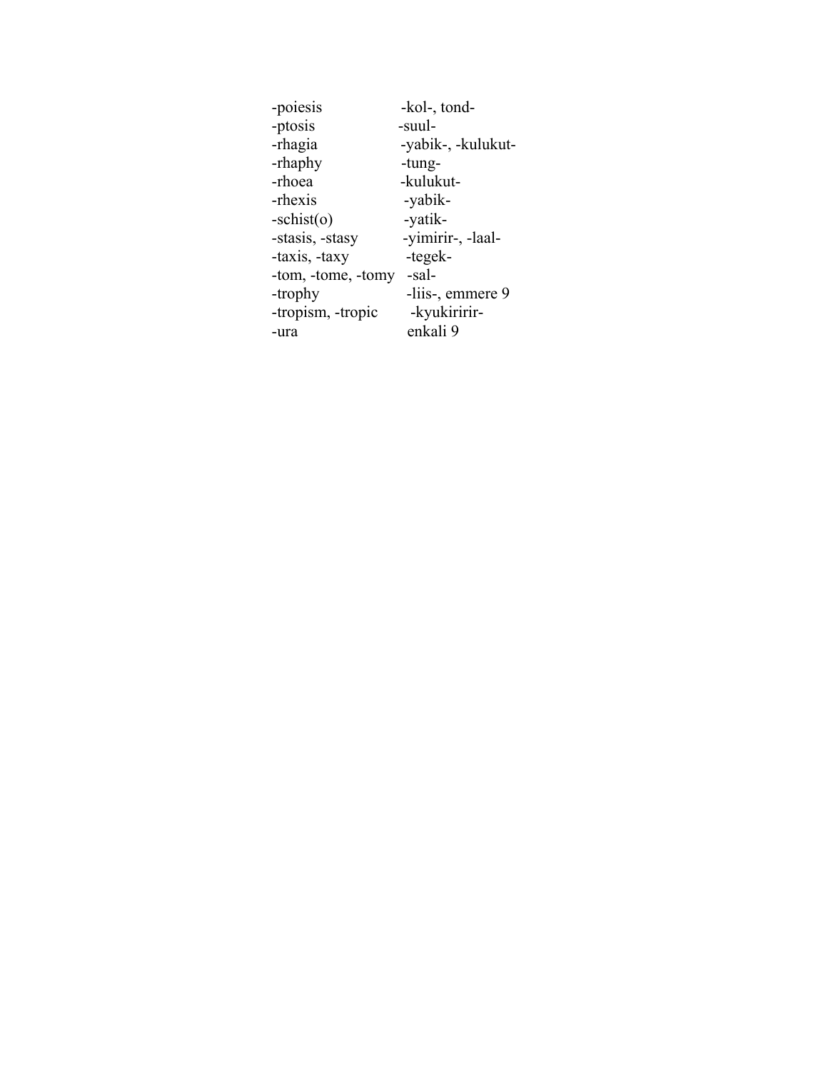| | |
|---|---|
| -poiesis | -kol-, tond- |
| -ptosis | -suul- |
| -rhagia | -yabik-, -kulukut- |
| -rhaphy | -tung- |
| -rhoea | -kulukut- |
| -rhexis | -yabik- |
| -schist(o) | -yatik- |
| -stasis, -stasy | -yimirir-, -laal- |
| -taxis, -taxy | -tegek- |
| -tom, -tome, -tomy | -sal- |
| -trophy | -liis-, emmere 9 |
| -tropism, -tropic | -kyukiririr- |
| -ura | enkali 9 |